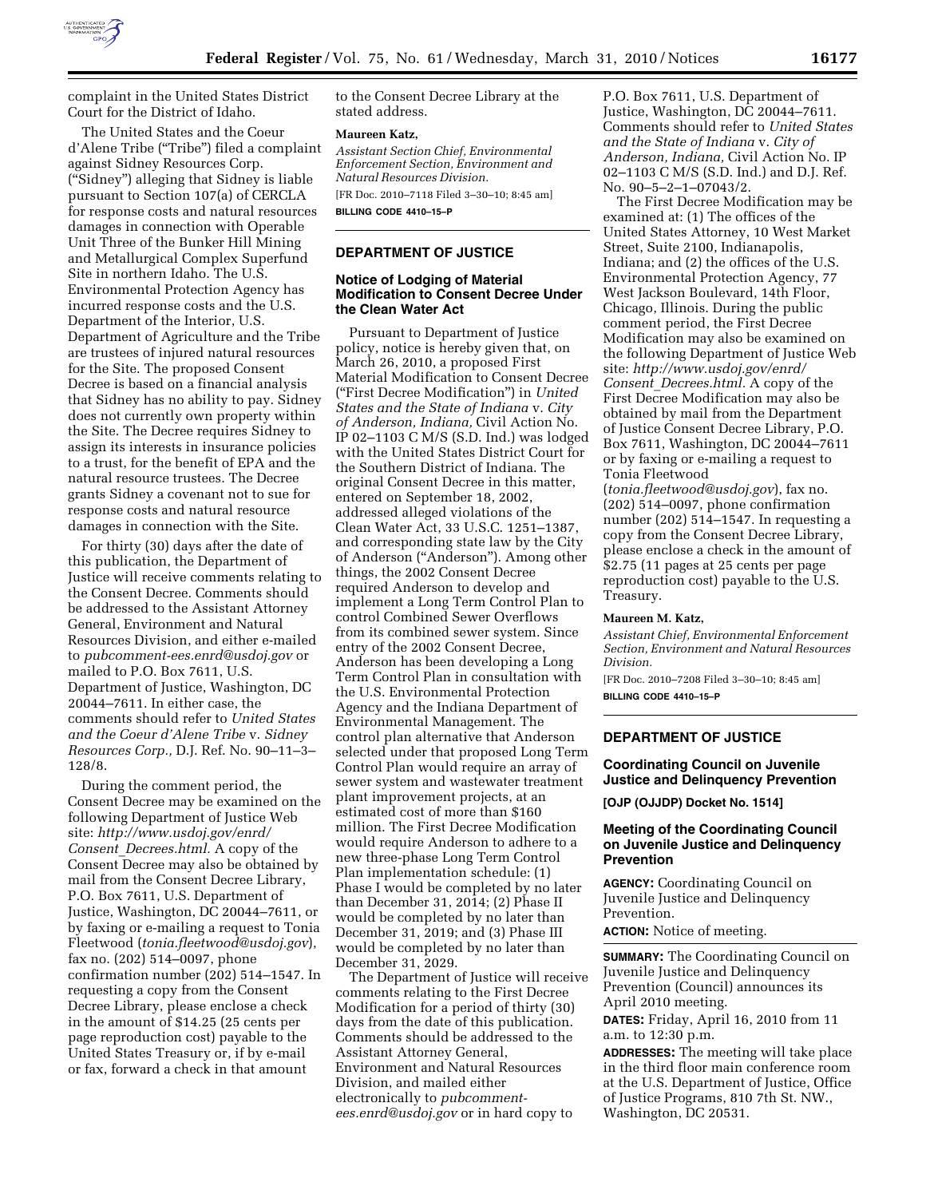complaint in the United States District Court for the District of Idaho.

The United States and the Coeur d'Alene Tribe ("Tribe") filed a complaint against Sidney Resources Corp. ("Sidney") alleging that Sidney is liable pursuant to Section 107(a) of CERCLA for response costs and natural resources damages in connection with Operable Unit Three of the Bunker Hill Mining and Metallurgical Complex Superfund Site in northern Idaho. The U.S. Environmental Protection Agency has incurred response costs and the U.S. Department of the Interior, U.S. Department of Agriculture and the Tribe are trustees of injured natural resources for the Site. The proposed Consent Decree is based on a financial analysis that Sidney has no ability to pay. Sidney does not currently own property within the Site. The Decree requires Sidney to assign its interests in insurance policies to a trust, for the benefit of EPA and the natural resource trustees. The Decree grants Sidney a covenant not to sue for response costs and natural resource damages in connection with the Site.

For thirty (30) days after the date of this publication, the Department of Justice will receive comments relating to the Consent Decree. Comments should be addressed to the Assistant Attorney General, Environment and Natural Resources Division, and either e-mailed to *pubcomment-ees.enrd@usdoj.gov* or mailed to P.O. Box 7611, U.S. Department of Justice, Washington, DC 20044–7611. In either case, the comments should refer to *United States and the Coeur d'Alene Tribe* v. *Sidney Resources Corp.,* D.J. Ref. No. 90–11–3–128/8.

During the comment period, the Consent Decree may be examined on the following Department of Justice Web site: *http://www.usdoj.gov/enrd/Consent_Decrees.html.* A copy of the Consent Decree may also be obtained by mail from the Consent Decree Library, P.O. Box 7611, U.S. Department of Justice, Washington, DC 20044–7611, or by faxing or e-mailing a request to Tonia Fleetwood (*tonia.fleetwood@usdoj.gov*), fax no. (202) 514–0097, phone confirmation number (202) 514–1547. In requesting a copy from the Consent Decree Library, please enclose a check in the amount of $14.25 (25 cents per page reproduction cost) payable to the United States Treasury or, if by e-mail or fax, forward a check in that amount to the Consent Decree Library at the stated address.

**Maureen Katz,**

*Assistant Section Chief, Environmental Enforcement Section, Environment and Natural Resources Division.*

[FR Doc. 2010–7118 Filed 3–30–10; 8:45 am]

**BILLING CODE 4410–15–P**

---

## DEPARTMENT OF JUSTICE

### Notice of Lodging of Material Modification to Consent Decree Under the Clean Water Act

Pursuant to Department of Justice policy, notice is hereby given that, on March 26, 2010, a proposed First Material Modification to Consent Decree ("First Decree Modification") in *United States and the State of Indiana* v. *City of Anderson, Indiana,* Civil Action No. IP 02–1103 C M/S (S.D. Ind.) was lodged with the United States District Court for the Southern District of Indiana. The original Consent Decree in this matter, entered on September 18, 2002, addressed alleged violations of the Clean Water Act, 33 U.S.C. 1251–1387, and corresponding state law by the City of Anderson ("Anderson"). Among other things, the 2002 Consent Decree required Anderson to develop and implement a Long Term Control Plan to control Combined Sewer Overflows from its combined sewer system. Since entry of the 2002 Consent Decree, Anderson has been developing a Long Term Control Plan in consultation with the U.S. Environmental Protection Agency and the Indiana Department of Environmental Management. The control plan alternative that Anderson selected under that proposed Long Term Control Plan would require an array of sewer system and wastewater treatment plant improvement projects, at an estimated cost of more than $160 million. The First Decree Modification would require Anderson to adhere to a new three-phase Long Term Control Plan implementation schedule: (1) Phase I would be completed by no later than December 31, 2014; (2) Phase II would be completed by no later than December 31, 2019; and (3) Phase III would be completed by no later than December 31, 2029.

The Department of Justice will receive comments relating to the First Decree Modification for a period of thirty (30) days from the date of this publication. Comments should be addressed to the Assistant Attorney General, Environment and Natural Resources Division, and mailed either electronically to *pubcomment-ees.enrd@usdoj.gov* or in hard copy to P.O. Box 7611, U.S. Department of Justice, Washington, DC 20044–7611. Comments should refer to *United States and the State of Indiana* v. *City of Anderson, Indiana,* Civil Action No. IP 02–1103 C M/S (S.D. Ind.) and D.J. Ref. No. 90–5–2–1–07043/2.

The First Decree Modification may be examined at: (1) The offices of the United States Attorney, 10 West Market Street, Suite 2100, Indianapolis, Indiana; and (2) the offices of the U.S. Environmental Protection Agency, 77 West Jackson Boulevard, 14th Floor, Chicago, Illinois. During the public comment period, the First Decree Modification may also be examined on the following Department of Justice Web site: *http://www.usdoj.gov/enrd/Consent_Decrees.html.* A copy of the First Decree Modification may also be obtained by mail from the Department of Justice Consent Decree Library, P.O. Box 7611, Washington, DC 20044–7611 or by faxing or e-mailing a request to Tonia Fleetwood (*tonia.fleetwood@usdoj.gov*), fax no. (202) 514–0097, phone confirmation number (202) 514–1547. In requesting a copy from the Consent Decree Library, please enclose a check in the amount of $2.75 (11 pages at 25 cents per page reproduction cost) payable to the U.S. Treasury.

**Maureen M. Katz,**

*Assistant Chief, Environmental Enforcement Section, Environment and Natural Resources Division.*

[FR Doc. 2010–7208 Filed 3–30–10; 8:45 am]

**BILLING CODE 4410–15–P**

---

## DEPARTMENT OF JUSTICE

### Coordinating Council on Juvenile Justice and Delinquency Prevention

**[OJP (OJJDP) Docket No. 1514]**

### Meeting of the Coordinating Council on Juvenile Justice and Delinquency Prevention

**AGENCY:** Coordinating Council on Juvenile Justice and Delinquency Prevention.

**ACTION:** Notice of meeting.

**SUMMARY:** The Coordinating Council on Juvenile Justice and Delinquency Prevention (Council) announces its April 2010 meeting.

**DATES:** Friday, April 16, 2010 from 11 a.m. to 12:30 p.m.

**ADDRESSES:** The meeting will take place in the third floor main conference room at the U.S. Department of Justice, Office of Justice Programs, 810 7th St. NW., Washington, DC 20531.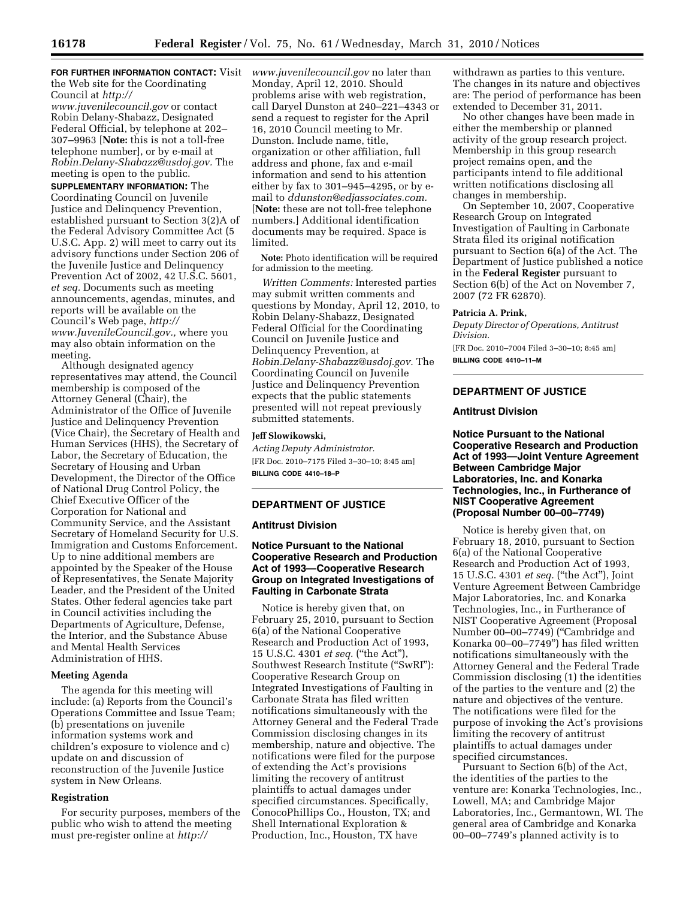**FOR FURTHER INFORMATION CONTACT:** Visit the Web site for the Coordinating Council at *http://www.juvenilecouncil.gov* or contact Robin Delany-Shabazz, Designated Federal Official, by telephone at 202–307–9963 [**Note:** this is not a toll-free telephone number], or by e-mail at *Robin.Delany-Shabazz@usdoj.gov.* The meeting is open to the public.

**SUPPLEMENTARY INFORMATION:** The Coordinating Council on Juvenile Justice and Delinquency Prevention, established pursuant to Section 3(2)A of the Federal Advisory Committee Act (5 U.S.C. App. 2) will meet to carry out its advisory functions under Section 206 of the Juvenile Justice and Delinquency Prevention Act of 2002, 42 U.S.C. 5601, *et seq.* Documents such as meeting announcements, agendas, minutes, and reports will be available on the Council's Web page, *http://www.JuvenileCouncil.gov.,* where you may also obtain information on the meeting.

Although designated agency representatives may attend, the Council membership is composed of the Attorney General (Chair), the Administrator of the Office of Juvenile Justice and Delinquency Prevention (Vice Chair), the Secretary of Health and Human Services (HHS), the Secretary of Labor, the Secretary of Education, the Secretary of Housing and Urban Development, the Director of the Office of National Drug Control Policy, the Chief Executive Officer of the Corporation for National and Community Service, and the Assistant Secretary of Homeland Security for U.S. Immigration and Customs Enforcement. Up to nine additional members are appointed by the Speaker of the House of Representatives, the Senate Majority Leader, and the President of the United States. Other federal agencies take part in Council activities including the Departments of Agriculture, Defense, the Interior, and the Substance Abuse and Mental Health Services Administration of HHS.

**Meeting Agenda**

The agenda for this meeting will include: (a) Reports from the Council's Operations Committee and Issue Team; (b) presentations on juvenile information systems work and children's exposure to violence and c) update on and discussion of reconstruction of the Juvenile Justice system in New Orleans.

**Registration**

For security purposes, members of the public who wish to attend the meeting must pre-register online at *http://www.juvenilecouncil.gov* no later than Monday, April 12, 2010. Should problems arise with web registration, call Daryel Dunston at 240–221–4343 or send a request to register for the April 16, 2010 Council meeting to Mr. Dunston. Include name, title, organization or other affiliation, full address and phone, fax and e-mail information and send to his attention either by fax to 301–945–4295, or by e-mail to *ddunston@edjassociates.com.* [**Note:** these are not toll-free telephone numbers.] Additional identification documents may be required. Space is limited.

**Note:** Photo identification will be required for admission to the meeting.

*Written Comments:* Interested parties may submit written comments and questions by Monday, April 12, 2010, to Robin Delany-Shabazz, Designated Federal Official for the Coordinating Council on Juvenile Justice and Delinquency Prevention, at *Robin.Delany-Shabazz@usdoj.gov.* The Coordinating Council on Juvenile Justice and Delinquency Prevention expects that the public statements presented will not repeat previously submitted statements.

**Jeff Slowikowski,**

*Acting Deputy Administrator.*

[FR Doc. 2010–7175 Filed 3–30–10; 8:45 am]

**BILLING CODE 4410–18–P**

---

## DEPARTMENT OF JUSTICE

### Antitrust Division

### Notice Pursuant to the National Cooperative Research and Production Act of 1993—Cooperative Research Group on Integrated Investigations of Faulting in Carbonate Strata

Notice is hereby given that, on February 25, 2010, pursuant to Section 6(a) of the National Cooperative Research and Production Act of 1993, 15 U.S.C. 4301 *et seq.* ("the Act"), Southwest Research Institute ("SwRI"): Cooperative Research Group on Integrated Investigations of Faulting in Carbonate Strata has filed written notifications simultaneously with the Attorney General and the Federal Trade Commission disclosing changes in its membership, nature and objective. The notifications were filed for the purpose of extending the Act's provisions limiting the recovery of antitrust plaintiffs to actual damages under specified circumstances. Specifically, ConocoPhillips Co., Houston, TX; and Shell International Exploration & Production, Inc., Houston, TX have withdrawn as parties to this venture. The changes in its nature and objectives are: The period of performance has been extended to December 31, 2011.

No other changes have been made in either the membership or planned activity of the group research project. Membership in this group research project remains open, and the participants intend to file additional written notifications disclosing all changes in membership.

On September 10, 2007, Cooperative Research Group on Integrated Investigation of Faulting in Carbonate Strata filed its original notification pursuant to Section 6(a) of the Act. The Department of Justice published a notice in the **Federal Register** pursuant to Section 6(b) of the Act on November 7, 2007 (72 FR 62870).

**Patricia A. Prink,**

*Deputy Director of Operations, Antitrust Division.*

[FR Doc. 2010–7004 Filed 3–30–10; 8:45 am]

**BILLING CODE 4410–11–M**

---

## DEPARTMENT OF JUSTICE

### Antitrust Division

### Notice Pursuant to the National Cooperative Research and Production Act of 1993—Joint Venture Agreement Between Cambridge Major Laboratories, Inc. and Konarka Technologies, Inc., in Furtherance of NIST Cooperative Agreement (Proposal Number 00–00–7749)

Notice is hereby given that, on February 18, 2010, pursuant to Section 6(a) of the National Cooperative Research and Production Act of 1993, 15 U.S.C. 4301 *et seq.* ("the Act"), Joint Venture Agreement Between Cambridge Major Laboratories, Inc. and Konarka Technologies, Inc., in Furtherance of NIST Cooperative Agreement (Proposal Number 00–00–7749) ("Cambridge and Konarka 00–00–7749") has filed written notifications simultaneously with the Attorney General and the Federal Trade Commission disclosing (1) the identities of the parties to the venture and (2) the nature and objectives of the venture. The notifications were filed for the purpose of invoking the Act's provisions limiting the recovery of antitrust plaintiffs to actual damages under specified circumstances.

Pursuant to Section 6(b) of the Act, the identities of the parties to the venture are: Konarka Technologies, Inc., Lowell, MA; and Cambridge Major Laboratories, Inc., Germantown, WI. The general area of Cambridge and Konarka 00–00–7749's planned activity is to